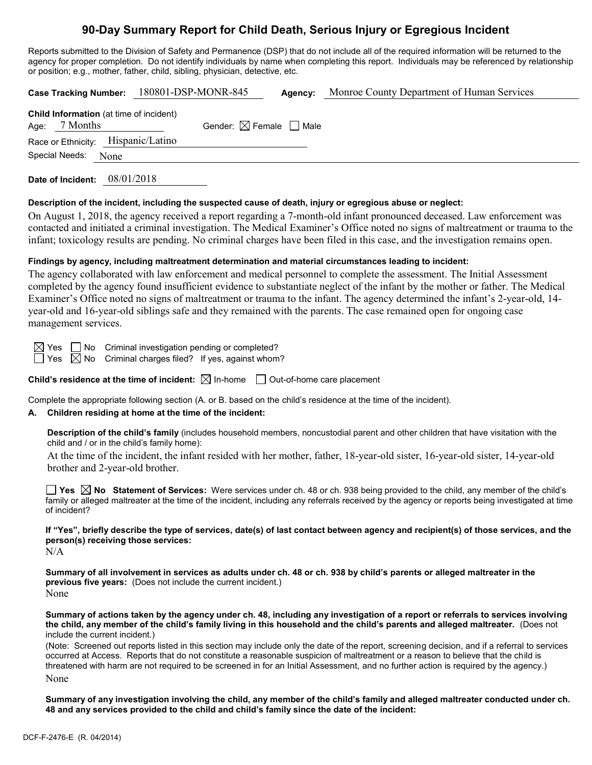# 90-Day Summary Report for Child Death, Serious Injury or Egregious Incident

Reports submitted to the Division of Safety and Permanence (DSP) that do not include all of the required information will be returned to the agency for proper completion. Do not identify individuals by name when completing this report. Individuals may be referenced by relationship or position; e.g., mother, father, child, sibling, physician, detective, etc.

**Case Tracking Number:** 180801-DSP-MONR-845 **Agency:** Monroe County Department of Human Services

**Child Information** (at time of incident)

Age: 7 Months Gender: ☒ Female ☐ Male

Race or Ethnicity: Hispanic/Latino

Special Needs: None

**Date of Incident:** 08/01/2018

**Description of the incident, including the suspected cause of death, injury or egregious abuse or neglect:**

On August 1, 2018, the agency received a report regarding a 7-month-old infant pronounced deceased. Law enforcement was contacted and initiated a criminal investigation. The Medical Examiner's Office noted no signs of maltreatment or trauma to the infant; toxicology results are pending. No criminal charges have been filed in this case, and the investigation remains open.

**Findings by agency, including maltreatment determination and material circumstances leading to incident:**

The agency collaborated with law enforcement and medical personnel to complete the assessment. The Initial Assessment completed by the agency found insufficient evidence to substantiate neglect of the infant by the mother or father. The Medical Examiner's Office noted no signs of maltreatment or trauma to the infant. The agency determined the infant's 2-year-old, 14-year-old and 16-year-old siblings safe and they remained with the parents. The case remained open for ongoing case management services.

☒ Yes ☐ No Criminal investigation pending or completed?

☐ Yes ☒ No Criminal charges filed? If yes, against whom?

**Child's residence at the time of incident:** ☒ In-home ☐ Out-of-home care placement

Complete the appropriate following section (A. or B. based on the child's residence at the time of the incident).

**A. Children residing at home at the time of the incident:**

**Description of the child's family** (includes household members, noncustodial parent and other children that have visitation with the child and / or in the child's family home):

At the time of the incident, the infant resided with her mother, father, 18-year-old sister, 16-year-old sister, 14-year-old brother and 2-year-old brother.

☐ **Yes** ☒ **No Statement of Services:** Were services under ch. 48 or ch. 938 being provided to the child, any member of the child's family or alleged maltreater at the time of the incident, including any referrals received by the agency or reports being investigated at time of incident?

**If "Yes", briefly describe the type of services, date(s) of last contact between agency and recipient(s) of those services, and the person(s) receiving those services:**

N/A

**Summary of all involvement in services as adults under ch. 48 or ch. 938 by child's parents or alleged maltreater in the previous five years:** (Does not include the current incident.)

None

**Summary of actions taken by the agency under ch. 48, including any investigation of a report or referrals to services involving the child, any member of the child's family living in this household and the child's parents and alleged maltreater.** (Does not include the current incident.)

(Note: Screened out reports listed in this section may include only the date of the report, screening decision, and if a referral to services occurred at Access. Reports that do not constitute a reasonable suspicion of maltreatment or a reason to believe that the child is threatened with harm are not required to be screened in for an Initial Assessment, and no further action is required by the agency.)

None

**Summary of any investigation involving the child, any member of the child's family and alleged maltreater conducted under ch. 48 and any services provided to the child and child's family since the date of the incident:**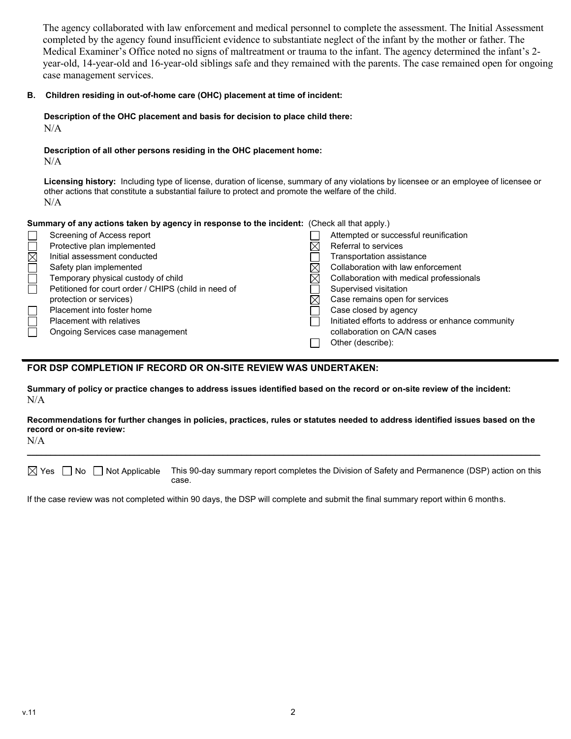The agency collaborated with law enforcement and medical personnel to complete the assessment. The Initial Assessment completed by the agency found insufficient evidence to substantiate neglect of the infant by the mother or father. The Medical Examiner's Office noted no signs of maltreatment or trauma to the infant. The agency determined the infant's 2-year-old, 14-year-old and 16-year-old siblings safe and they remained with the parents. The case remained open for ongoing case management services.

**B. Children residing in out-of-home care (OHC) placement at time of incident:**

**Description of the OHC placement and basis for decision to place child there:**
N/A

**Description of all other persons residing in the OHC placement home:**
N/A

**Licensing history:** Including type of license, duration of license, summary of any violations by licensee or an employee of licensee or other actions that constitute a substantial failure to protect and promote the welfare of the child.
N/A

**Summary of any actions taken by agency in response to the incident:** (Check all that apply.)

- ☐ Screening of Access report
- ☐ Protective plan implemented
- ☒ Initial assessment conducted
- ☐ Safety plan implemented
- ☐ Temporary physical custody of child
- ☐ Petitioned for court order / CHIPS (child in need of protection or services)
- ☐ Placement into foster home
- ☐ Placement with relatives
- ☐ Ongoing Services case management
- ☐ Attempted or successful reunification
- ☒ Referral to services
- ☐ Transportation assistance
- ☒ Collaboration with law enforcement
- ☒ Collaboration with medical professionals
- ☐ Supervised visitation
- ☒ Case remains open for services
- ☐ Case closed by agency
- ☐ Initiated efforts to address or enhance community collaboration on CA/N cases
- ☐ Other (describe):

## FOR DSP COMPLETION IF RECORD OR ON-SITE REVIEW WAS UNDERTAKEN:

**Summary of policy or practice changes to address issues identified based on the record or on-site review of the incident:**
N/A

**Recommendations for further changes in policies, practices, rules or statutes needed to address identified issues based on the record or on-site review:**
N/A

☒ Yes ☐ No ☐ Not Applicable This 90-day summary report completes the Division of Safety and Permanence (DSP) action on this case.

If the case review was not completed within 90 days, the DSP will complete and submit the final summary report within 6 months.